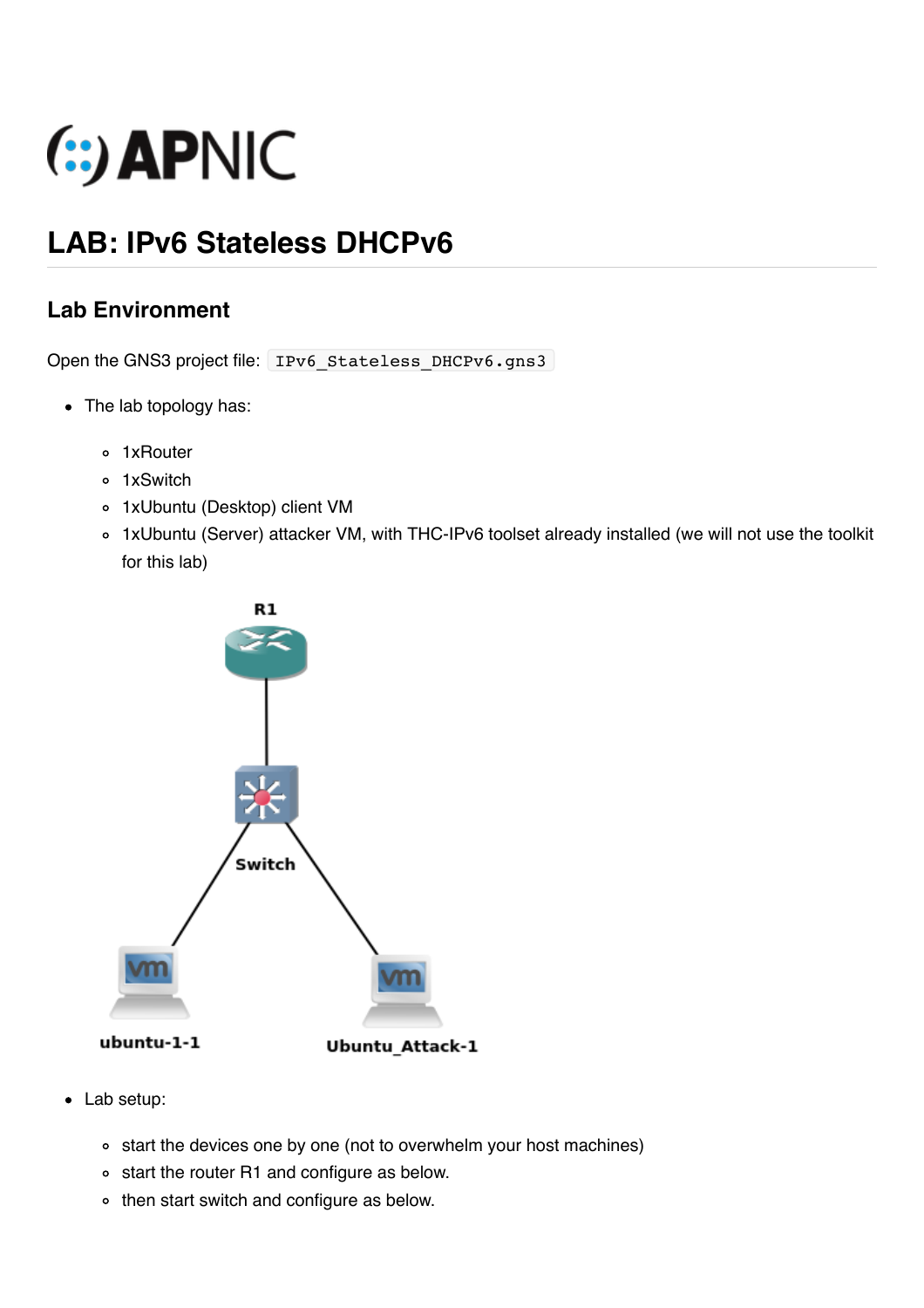# LAB: IPv6 Stateless DHCPv6

## Lab Environment

Open the GNS3 project file: `IPv6_Stateless_DHCPv6.gns3`

- The lab topology has:
  - 1xRouter
  - 1xSwitch
  - 1xUbuntu (Desktop) client VM
  - 1xUbuntu (Server) attacker VM, with THC-IPv6 toolset already installed (we will not use the toolkit for this lab)

- Lab setup:
  - start the devices one by one (not to overwhelm your host machines)
  - start the router R1 and configure as below.
  - then start switch and configure as below.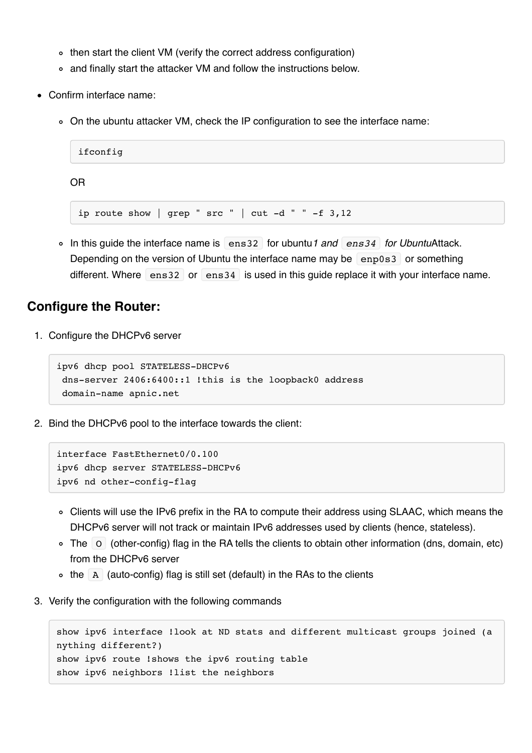- then start the client VM (verify the correct address configuration)
- and finally start the attacker VM and follow the instructions below.

- Confirm interface name:
  - On the ubuntu attacker VM, check the IP configuration to see the interface name:

    ```
    ifconfig
    ```

    OR

    ```
    ip route show | grep " src " | cut -d " " -f 3,12
    ```

  - In this guide the interface name is `ens32` for ubuntu*1 and `ens34` for Ubuntu*Attack. Depending on the version of Ubuntu the interface name may be `enp0s3` or something different. Where `ens32` or `ens34` is used in this guide replace it with your interface name.

## Configure the Router:

1. Configure the DHCPv6 server

   ```
   ipv6 dhcp pool STATELESS-DHCPv6
    dns-server 2406:6400::1 !this is the loopback0 address
    domain-name apnic.net
   ```

2. Bind the DHCPv6 pool to the interface towards the client:

   ```
   interface FastEthernet0/0.100
   ipv6 dhcp server STATELESS-DHCPv6
   ipv6 nd other-config-flag
   ```

   - Clients will use the IPv6 prefix in the RA to compute their address using SLAAC, which means the DHCPv6 server will not track or maintain IPv6 addresses used by clients (hence, stateless).
   - The `O` (other-config) flag in the RA tells the clients to obtain other information (dns, domain, etc) from the DHCPv6 server
   - the `A` (auto-config) flag is still set (default) in the RAs to the clients

3. Verify the configuration with the following commands

   ```
   show ipv6 interface !look at ND stats and different multicast groups joined (a
   nything different?)
   show ipv6 route !shows the ipv6 routing table
   show ipv6 neighbors !list the neighbors
   ```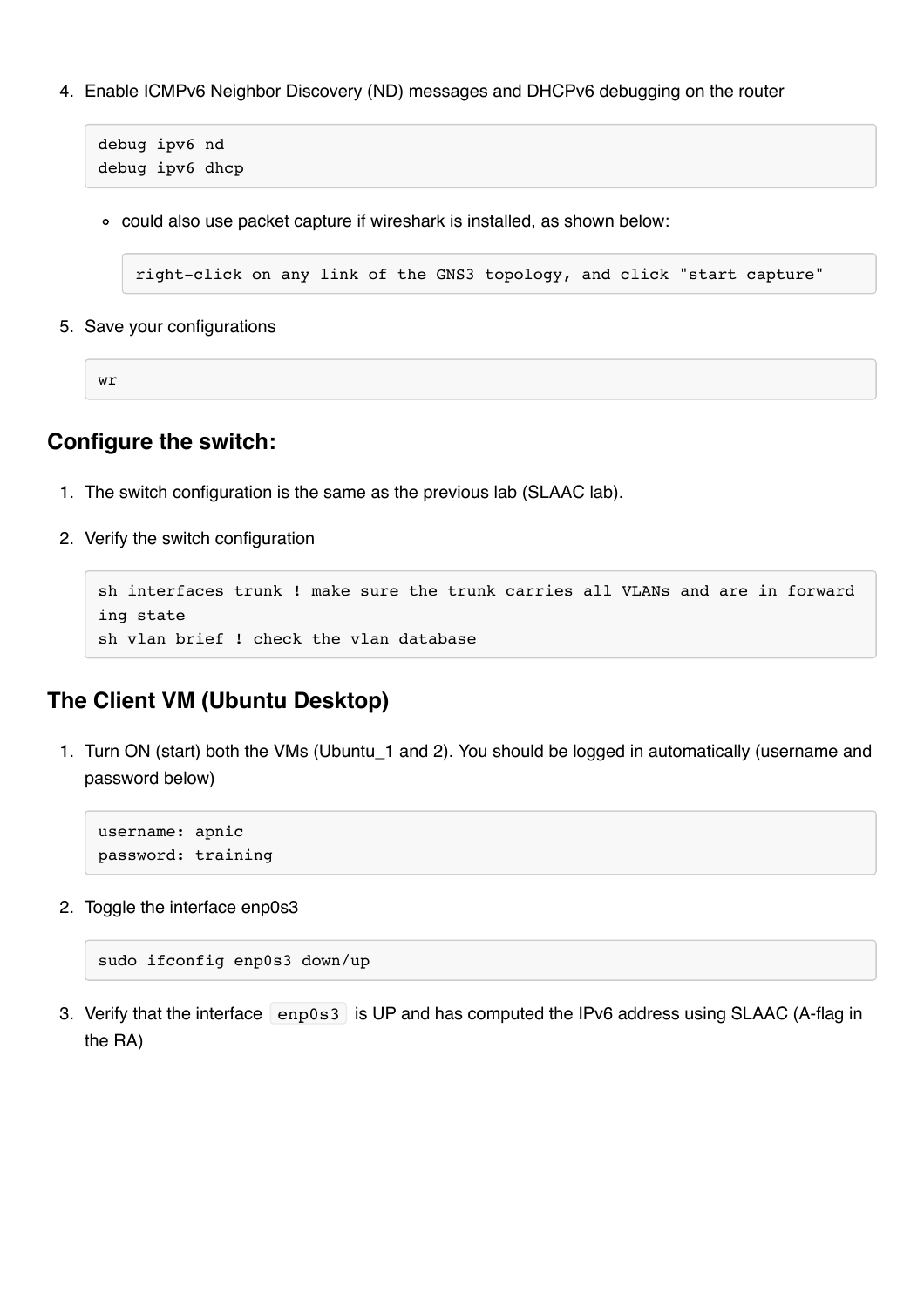4. Enable ICMPv6 Neighbor Discovery (ND) messages and DHCPv6 debugging on the router

   ```
   debug ipv6 nd
   debug ipv6 dhcp
   ```

   - could also use packet capture if wireshark is installed, as shown below:

     ```
     right-click on any link of the GNS3 topology, and click "start capture"
     ```

5. Save your configurations

   ```
   wr
   ```

### Configure the switch:

1. The switch configuration is the same as the previous lab (SLAAC lab).
2. Verify the switch configuration

   ```
   sh interfaces trunk ! make sure the trunk carries all VLANs and are in forwarding state
   sh vlan brief ! check the vlan database
   ```

### The Client VM (Ubuntu Desktop)

1. Turn ON (start) both the VMs (Ubuntu_1 and 2). You should be logged in automatically (username and password below)

   ```
   username: apnic
   password: training
   ```

2. Toggle the interface enp0s3

   ```
   sudo ifconfig enp0s3 down/up
   ```

3. Verify that the interface `enp0s3` is UP and has computed the IPv6 address using SLAAC (A-flag in the RA)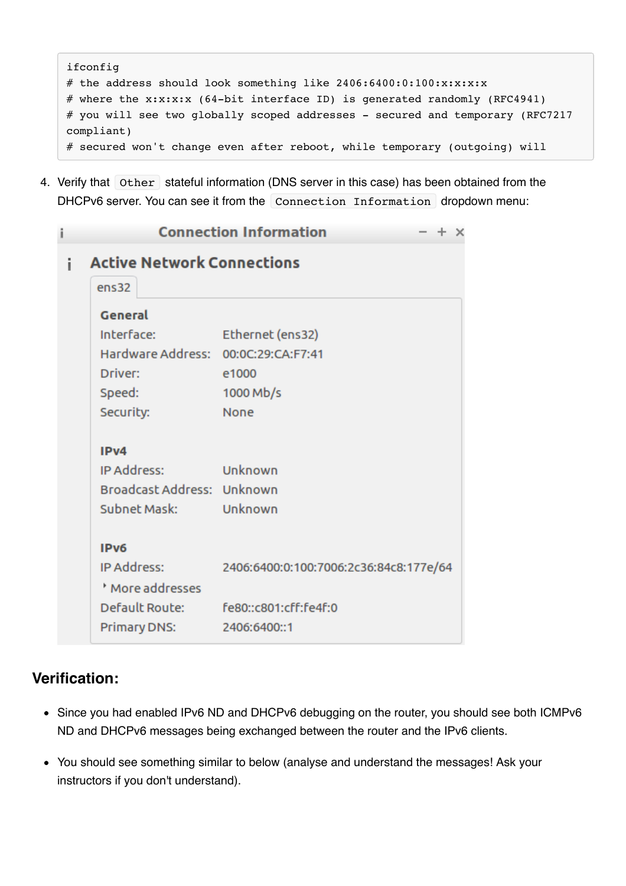```
ifconfig
# the address should look something like 2406:6400:0:100:x:x:x:x
# where the x:x:x:x (64-bit interface ID) is generated randomly (RFC4941)
# you will see two globally scoped addresses - secured and temporary (RFC7217
compliant)
# secured won't change even after reboot, while temporary (outgoing) will
```

4. Verify that `Other` stateful information (DNS server in this case) has been obtained from the DHCPv6 server. You can see it from the `Connection Information` dropdown menu:

**Connection Information**

**Active Network Connections**

ens32

**General**

| | |
|---|---|
| Interface: | Ethernet (ens32) |
| Hardware Address: | 00:0C:29:CA:F7:41 |
| Driver: | e1000 |
| Speed: | 1000 Mb/s |
| Security: | None |

**IPv4**

| | |
|---|---|
| IP Address: | Unknown |
| Broadcast Address: | Unknown |
| Subnet Mask: | Unknown |

**IPv6**

| | |
|---|---|
| IP Address: | 2406:6400:0:100:7006:2c36:84c8:177e/64 |
| More addresses | |
| Default Route: | fe80::c801:cff:fe4f:0 |
| Primary DNS: | 2406:6400::1 |

## Verification:

- Since you had enabled IPv6 ND and DHCPv6 debugging on the router, you should see both ICMPv6 ND and DHCPv6 messages being exchanged between the router and the IPv6 clients.
- You should see something similar to below (analyse and understand the messages! Ask your instructors if you don't understand).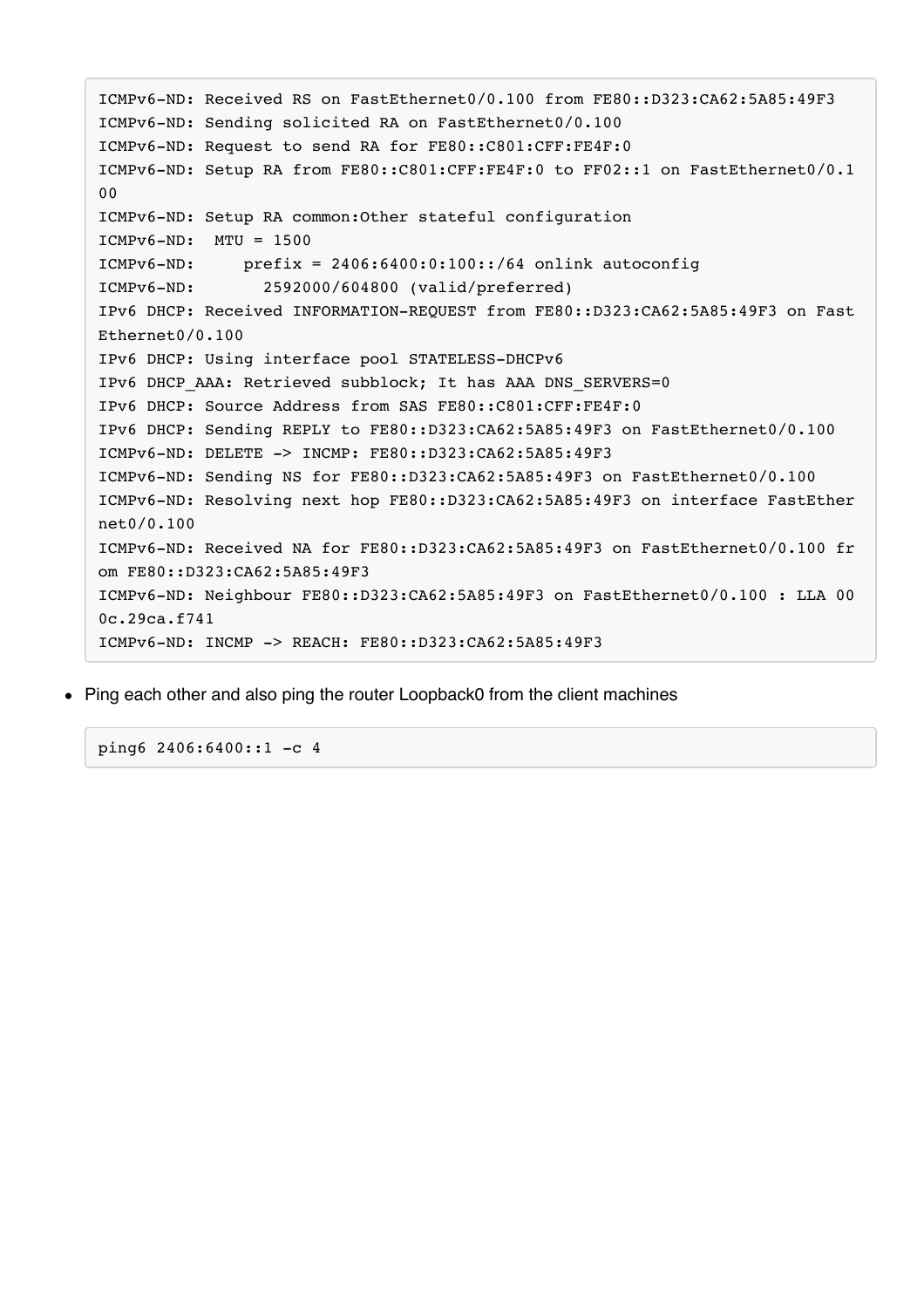```
ICMPv6-ND: Received RS on FastEthernet0/0.100 from FE80::D323:CA62:5A85:49F3
ICMPv6-ND: Sending solicited RA on FastEthernet0/0.100
ICMPv6-ND: Request to send RA for FE80::C801:CFF:FE4F:0
ICMPv6-ND: Setup RA from FE80::C801:CFF:FE4F:0 to FF02::1 on FastEthernet0/0.100
ICMPv6-ND: Setup RA common:Other stateful configuration
ICMPv6-ND:  MTU = 1500
ICMPv6-ND:     prefix = 2406:6400:0:100::/64 onlink autoconfig
ICMPv6-ND:       2592000/604800 (valid/preferred)
IPv6 DHCP: Received INFORMATION-REQUEST from FE80::D323:CA62:5A85:49F3 on FastEthernet0/0.100
IPv6 DHCP: Using interface pool STATELESS-DHCPv6
IPv6 DHCP_AAA: Retrieved subblock; It has AAA DNS_SERVERS=0
IPv6 DHCP: Source Address from SAS FE80::C801:CFF:FE4F:0
IPv6 DHCP: Sending REPLY to FE80::D323:CA62:5A85:49F3 on FastEthernet0/0.100
ICMPv6-ND: DELETE -> INCMP: FE80::D323:CA62:5A85:49F3
ICMPv6-ND: Sending NS for FE80::D323:CA62:5A85:49F3 on FastEthernet0/0.100
ICMPv6-ND: Resolving next hop FE80::D323:CA62:5A85:49F3 on interface FastEthernet0/0.100
ICMPv6-ND: Received NA for FE80::D323:CA62:5A85:49F3 on FastEthernet0/0.100 from FE80::D323:CA62:5A85:49F3
ICMPv6-ND: Neighbour FE80::D323:CA62:5A85:49F3 on FastEthernet0/0.100 : LLA 000c.29ca.f741
ICMPv6-ND: INCMP -> REACH: FE80::D323:CA62:5A85:49F3
```

- Ping each other and also ping the router Loopback0 from the client machines

```
ping6 2406:6400::1 -c 4
```